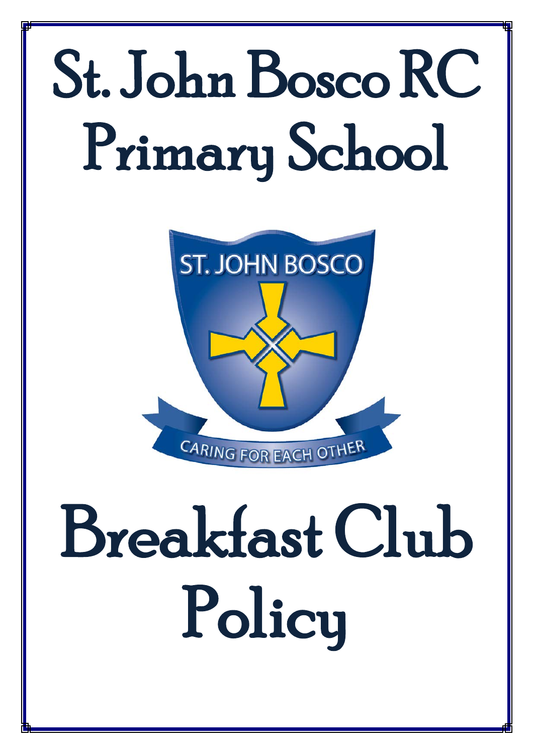# St. John Bosco RC Primary School

ST. JOHN BOSCO

CARING FOR EACH OTHER

# Breakfast Club Policy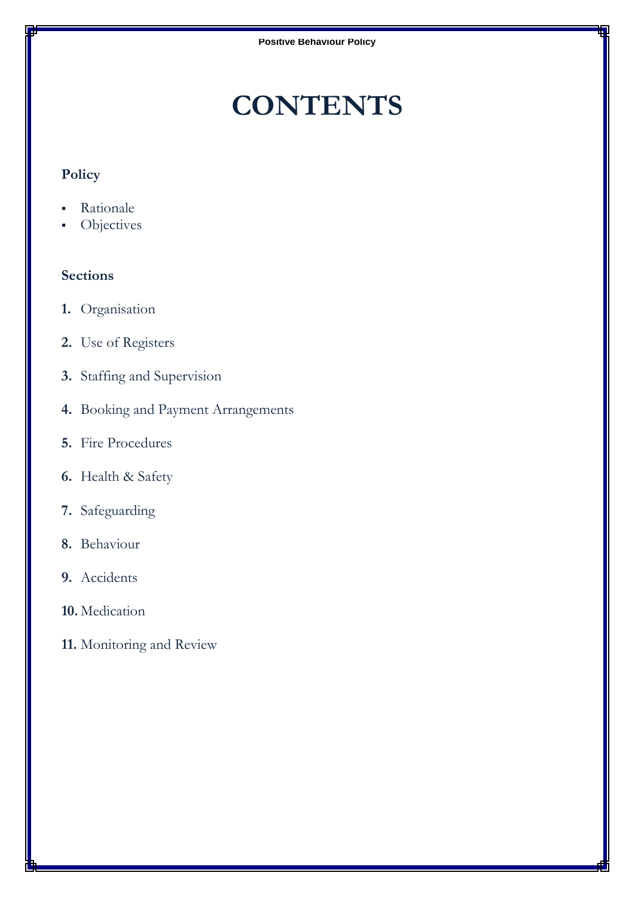# CONTENTS

**Policy**

- Rationale
- Objectives

**Sections**

1. Organisation
2. Use of Registers
3. Staffing and Supervision
4. Booking and Payment Arrangements
5. Fire Procedures
6. Health & Safety
7. Safeguarding
8. Behaviour
9. Accidents
10. Medication
11. Monitoring and Review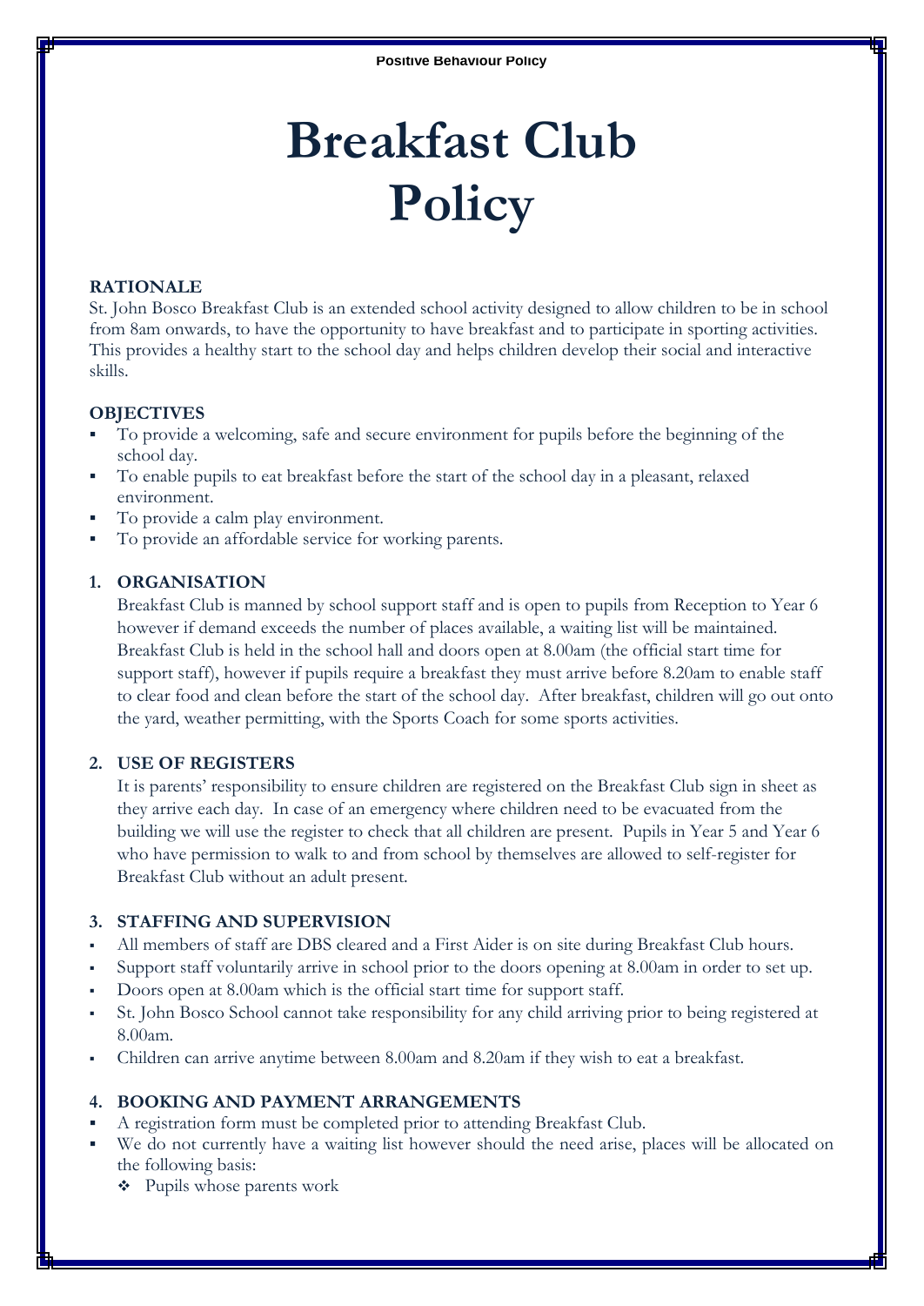# Breakfast Club Policy

**RATIONALE**

St. John Bosco Breakfast Club is an extended school activity designed to allow children to be in school from 8am onwards, to have the opportunity to have breakfast and to participate in sporting activities. This provides a healthy start to the school day and helps children develop their social and interactive skills.

**OBJECTIVES**

- To provide a welcoming, safe and secure environment for pupils before the beginning of the school day.
- To enable pupils to eat breakfast before the start of the school day in a pleasant, relaxed environment.
- To provide a calm play environment.
- To provide an affordable service for working parents.

**1. ORGANISATION**

Breakfast Club is manned by school support staff and is open to pupils from Reception to Year 6 however if demand exceeds the number of places available, a waiting list will be maintained. Breakfast Club is held in the school hall and doors open at 8.00am (the official start time for support staff), however if pupils require a breakfast they must arrive before 8.20am to enable staff to clear food and clean before the start of the school day. After breakfast, children will go out onto the yard, weather permitting, with the Sports Coach for some sports activities.

**2. USE OF REGISTERS**

It is parents' responsibility to ensure children are registered on the Breakfast Club sign in sheet as they arrive each day. In case of an emergency where children need to be evacuated from the building we will use the register to check that all children are present. Pupils in Year 5 and Year 6 who have permission to walk to and from school by themselves are allowed to self-register for Breakfast Club without an adult present.

**3. STAFFING AND SUPERVISION**

- All members of staff are DBS cleared and a First Aider is on site during Breakfast Club hours.
- Support staff voluntarily arrive in school prior to the doors opening at 8.00am in order to set up.
- Doors open at 8.00am which is the official start time for support staff.
- St. John Bosco School cannot take responsibility for any child arriving prior to being registered at 8.00am.
- Children can arrive anytime between 8.00am and 8.20am if they wish to eat a breakfast.

**4. BOOKING AND PAYMENT ARRANGEMENTS**

- A registration form must be completed prior to attending Breakfast Club.
- We do not currently have a waiting list however should the need arise, places will be allocated on the following basis:
  - Pupils whose parents work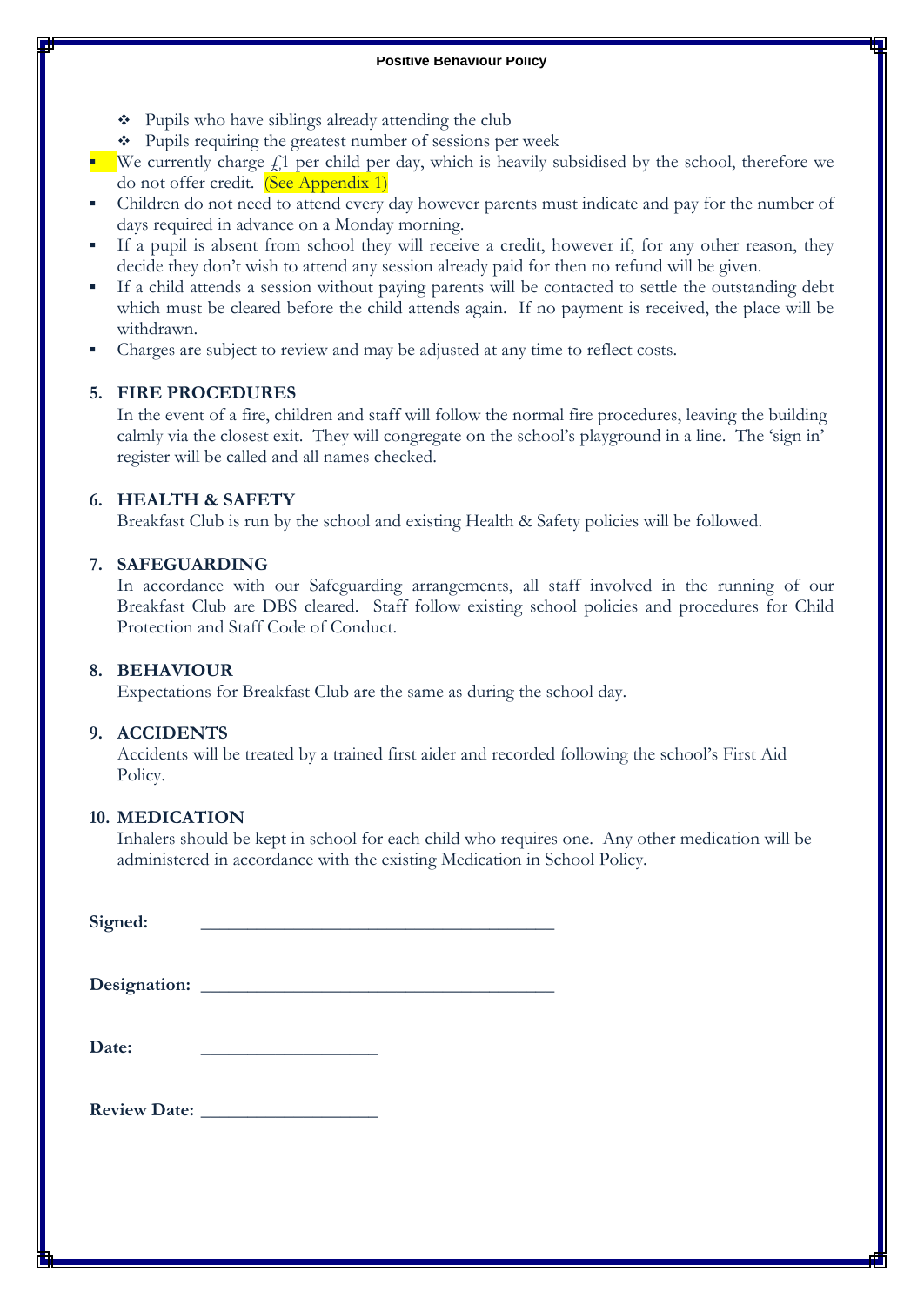- Pupils who have siblings already attending the club
- Pupils requiring the greatest number of sessions per week

- We currently charge £1 per child per day, which is heavily subsidised by the school, therefore we do not offer credit. (See Appendix 1)
- Children do not need to attend every day however parents must indicate and pay for the number of days required in advance on a Monday morning.
- If a pupil is absent from school they will receive a credit, however if, for any other reason, they decide they don't wish to attend any session already paid for then no refund will be given.
- If a child attends a session without paying parents will be contacted to settle the outstanding debt which must be cleared before the child attends again. If no payment is received, the place will be withdrawn.
- Charges are subject to review and may be adjusted at any time to reflect costs.

## 5. FIRE PROCEDURES

In the event of a fire, children and staff will follow the normal fire procedures, leaving the building calmly via the closest exit. They will congregate on the school's playground in a line. The 'sign in' register will be called and all names checked.

## 6. HEALTH & SAFETY

Breakfast Club is run by the school and existing Health & Safety policies will be followed.

## 7. SAFEGUARDING

In accordance with our Safeguarding arrangements, all staff involved in the running of our Breakfast Club are DBS cleared. Staff follow existing school policies and procedures for Child Protection and Staff Code of Conduct.

## 8. BEHAVIOUR

Expectations for Breakfast Club are the same as during the school day.

## 9. ACCIDENTS

Accidents will be treated by a trained first aider and recorded following the school's First Aid Policy.

## 10. MEDICATION

Inhalers should be kept in school for each child who requires one. Any other medication will be administered in accordance with the existing Medication in School Policy.

**Signed:** ______________________________________

**Designation:** ______________________________________

**Date:** ___________________

**Review Date:** ___________________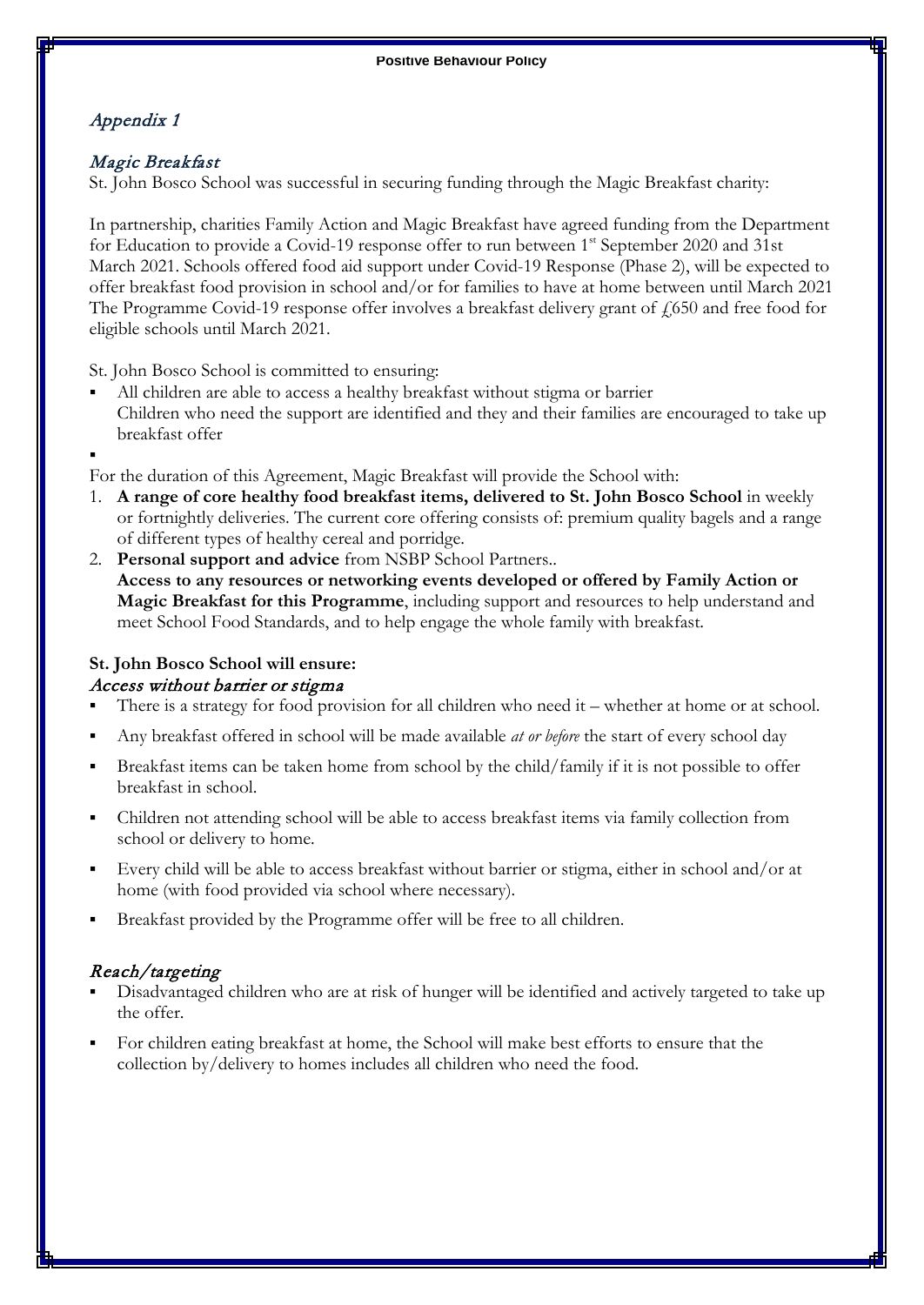## *Appendix 1*

### *Magic Breakfast*

St. John Bosco School was successful in securing funding through the Magic Breakfast charity:

In partnership, charities Family Action and Magic Breakfast have agreed funding from the Department for Education to provide a Covid-19 response offer to run between 1st September 2020 and 31st March 2021. Schools offered food aid support under Covid-19 Response (Phase 2), will be expected to offer breakfast food provision in school and/or for families to have at home between until March 2021 The Programme Covid-19 response offer involves a breakfast delivery grant of £650 and free food for eligible schools until March 2021.

St. John Bosco School is committed to ensuring:

- All children are able to access a healthy breakfast without stigma or barrier
  Children who need the support are identified and they and their families are encouraged to take up breakfast offer
- 

For the duration of this Agreement, Magic Breakfast will provide the School with:

1. **A range of core healthy food breakfast items, delivered to St. John Bosco School** in weekly or fortnightly deliveries. The current core offering consists of: premium quality bagels and a range of different types of healthy cereal and porridge.
2. **Personal support and advice** from NSBP School Partners..
   **Access to any resources or networking events developed or offered by Family Action or Magic Breakfast for this Programme**, including support and resources to help understand and meet School Food Standards, and to help engage the whole family with breakfast.

**St. John Bosco School will ensure:**

### *Access without barrier or stigma*

- There is a strategy for food provision for all children who need it – whether at home or at school.
- Any breakfast offered in school will be made available *at or before* the start of every school day
- Breakfast items can be taken home from school by the child/family if it is not possible to offer breakfast in school.
- Children not attending school will be able to access breakfast items via family collection from school or delivery to home.
- Every child will be able to access breakfast without barrier or stigma, either in school and/or at home (with food provided via school where necessary).
- Breakfast provided by the Programme offer will be free to all children.

### *Reach/targeting*

- Disadvantaged children who are at risk of hunger will be identified and actively targeted to take up the offer.
- For children eating breakfast at home, the School will make best efforts to ensure that the collection by/delivery to homes includes all children who need the food.